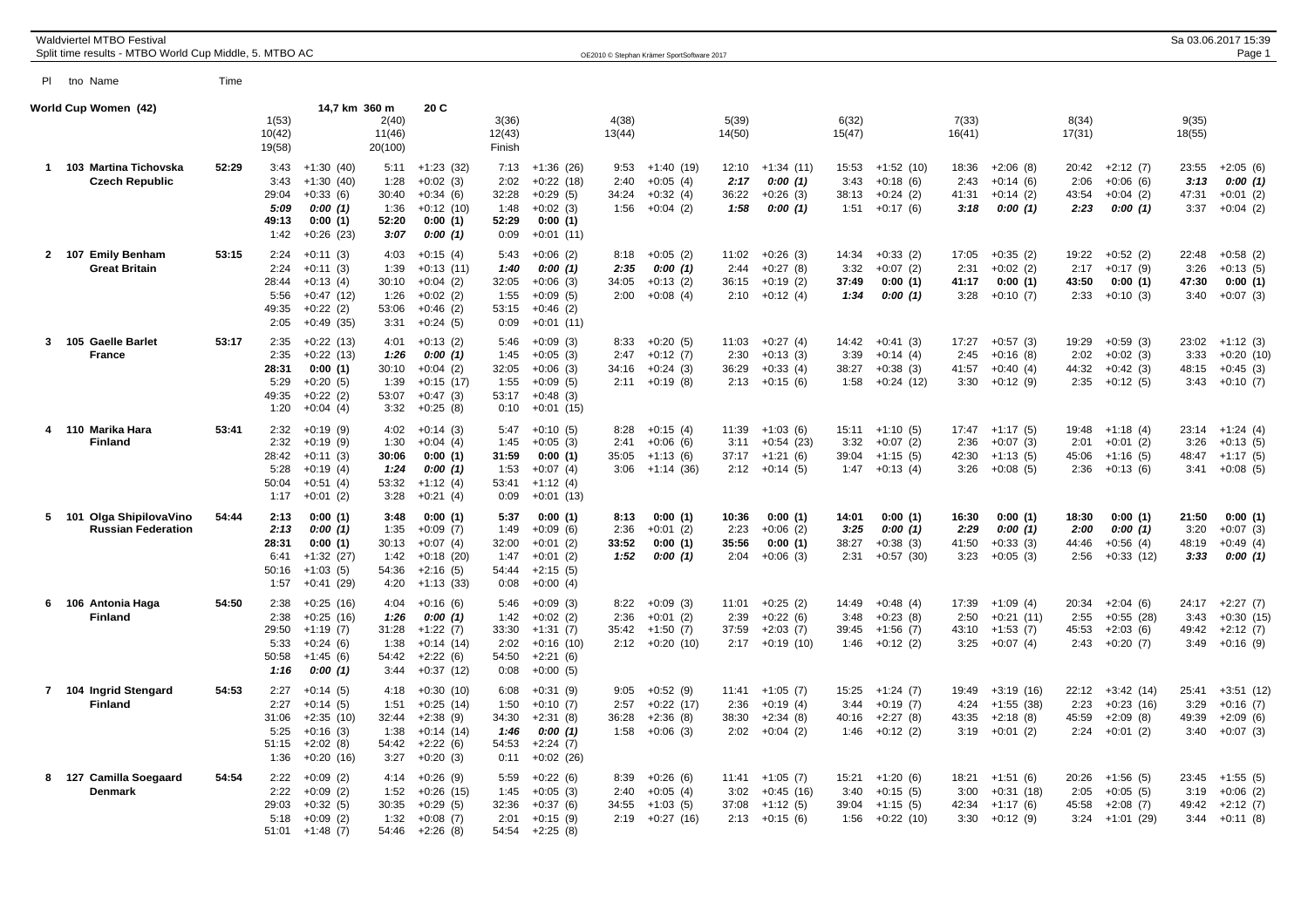# Waldviertel MTBO Festival

Split time results - MTBO World Cup Middle, 5. MTBO AC

Sa 03.06.2017 15:39

OE2010 © Stephan Krämer SportSoftware 2017

## World Cup Women (42)

14,7 km 360 m 20 C

| Pl | tno | Name | Time | 1(53) / 10(42) / 19(58) | 2(40) / 11(46) / 20(100) | 3(36) / 12(43) / Finish | 4(38) / 13(44) | 5(39) / 14(50) | 6(32) / 15(47) | 7(33) / 16(41) | 8(34) / 17(31) | 9(35) / 18(55) |
|---|---|---|---|---|---|---|---|---|---|---|---|---|
| 1 | 103 | Martina Tichovska | 52:29 | 3:43 +1:30 (40) | 5:11 +1:23 (32) | 7:13 +1:36 (26) | 9:53 +1:40 (19) | 12:10 +1:34 (11) | 15:53 +1:52 (10) | 18:36 +2:06 (8) | 20:42 +2:12 (7) | 23:55 +2:05 (6) |
| | | Czech Republic | | 3:43 +1:30 (40) | 1:28 +0:02 (3) | 2:02 +0:22 (18) | 2:40 +0:05 (4) | 2:17 0:00 (1) | 3:43 +0:18 (6) | 2:43 +0:14 (6) | 2:06 +0:06 (6) | 3:13 0:00 (1) |
| | | | | 29:04 +0:33 (6) | 30:40 +0:34 (6) | 32:28 +0:29 (5) | 34:24 +0:32 (4) | 36:22 +0:26 (3) | 38:13 +0:24 (2) | 41:31 +0:14 (2) | 43:54 +0:04 (2) | 47:31 +0:01 (2) |
| | | | | 5:09 0:00 (1) | 1:36 +0:12 (10) | 1:48 +0:02 (3) | 1:56 +0:04 (2) | 1:58 0:00 (1) | 1:51 +0:17 (6) | 3:18 0:00 (1) | 2:23 0:00 (1) | 3:37 +0:04 (2) |
| | | | | 49:13 0:00 (1) | 52:20 0:00 (1) | 52:29 0:00 (1) | | | | | | |
| | | | | 1:42 +0:26 (23) | 3:07 0:00 (1) | 0:09 +0:01 (11) | | | | | | |
| 2 | 107 | Emily Benham | 53:15 | 2:24 +0:11 (3) | 4:03 +0:15 (4) | 5:43 +0:06 (2) | 8:18 +0:05 (2) | 11:02 +0:26 (3) | 14:34 +0:33 (2) | 17:05 +0:35 (2) | 19:22 +0:52 (2) | 22:48 +0:58 (2) |
| | | Great Britain | | 2:24 +0:11 (3) | 1:39 +0:13 (11) | 1:40 0:00 (1) | 2:35 0:00 (1) | 2:44 +0:27 (8) | 3:32 +0:07 (2) | 2:31 +0:02 (2) | 2:17 +0:17 (9) | 3:26 +0:13 (5) |
| | | | | 28:44 +0:13 (4) | 30:10 +0:04 (2) | 32:05 +0:06 (3) | 34:05 +0:13 (2) | 36:15 +0:19 (2) | 37:49 0:00 (1) | 41:17 0:00 (1) | 43:50 0:00 (1) | 47:30 0:00 (1) |
| | | | | 5:56 +0:47 (12) | 1:26 +0:02 (2) | 1:55 +0:09 (5) | 2:00 +0:08 (4) | 2:10 +0:12 (4) | 1:34 0:00 (1) | 3:28 +0:10 (7) | 2:33 +0:10 (3) | 3:40 +0:07 (3) |
| | | | | 49:35 +0:22 (2) | 53:06 +0:46 (2) | 53:15 +0:46 (2) | | | | | | |
| | | | | 2:05 +0:49 (35) | 3:31 +0:24 (5) | 0:09 +0:01 (11) | | | | | | |
| 3 | 105 | Gaelle Barlet | 53:17 | 2:35 +0:22 (13) | 4:01 +0:13 (2) | 5:46 +0:09 (3) | 8:33 +0:20 (5) | 11:03 +0:27 (4) | 14:42 +0:41 (3) | 17:27 +0:57 (3) | 19:29 +0:59 (3) | 23:02 +1:12 (3) |
| | | France | | 2:35 +0:22 (13) | 1:26 0:00 (1) | 1:45 +0:05 (3) | 2:47 +0:12 (7) | 2:30 +0:13 (3) | 3:39 +0:14 (4) | 2:45 +0:16 (8) | 2:02 +0:02 (3) | 3:33 +0:20 (10) |
| | | | | 28:31 0:00 (1) | 30:10 +0:04 (2) | 32:05 +0:06 (3) | 34:16 +0:24 (3) | 36:29 +0:33 (4) | 38:27 +0:38 (3) | 41:57 +0:40 (4) | 44:32 +0:42 (3) | 48:15 +0:45 (3) |
| | | | | 5:29 +0:20 (5) | 1:39 +0:15 (17) | 1:55 +0:09 (5) | 2:11 +0:19 (8) | 2:13 +0:15 (6) | 1:58 +0:24 (12) | 3:30 +0:12 (9) | 2:35 +0:12 (5) | 3:43 +0:10 (7) |
| | | | | 49:35 +0:22 (2) | 53:07 +0:47 (3) | 53:17 +0:48 (3) | | | | | | |
| | | | | 1:20 +0:04 (4) | 3:32 +0:25 (8) | 0:10 +0:01 (15) | | | | | | |
| 4 | 110 | Marika Hara | 53:41 | 2:32 +0:19 (9) | 4:02 +0:14 (3) | 5:47 +0:10 (5) | 8:28 +0:15 (4) | 11:39 +1:03 (6) | 15:11 +1:10 (5) | 17:47 +1:17 (5) | 19:48 +1:18 (4) | 23:14 +1:24 (4) |
| | | Finland | | 2:32 +0:19 (9) | 1:30 +0:04 (4) | 1:45 +0:05 (3) | 2:41 +0:06 (6) | 3:11 +0:54 (23) | 3:32 +0:07 (2) | 2:36 +0:07 (3) | 2:01 +0:01 (2) | 3:26 +0:13 (5) |
| | | | | 28:42 +0:11 (3) | 30:06 0:00 (1) | 31:59 0:00 (1) | 35:05 +1:13 (6) | 37:17 +1:21 (6) | 39:04 +1:15 (5) | 42:30 +1:13 (5) | 45:06 +1:16 (5) | 48:47 +1:17 (5) |
| | | | | 5:28 +0:19 (4) | 1:24 0:00 (1) | 1:53 +0:07 (4) | 3:06 +1:14 (36) | 2:12 +0:14 (5) | 1:47 +0:13 (4) | 3:26 +0:08 (5) | 2:36 +0:13 (6) | 3:41 +0:08 (5) |
| | | | | 50:04 +0:51 (4) | 53:32 +1:12 (4) | 53:41 +1:12 (4) | | | | | | |
| | | | | 1:17 +0:01 (2) | 3:28 +0:21 (4) | 0:09 +0:01 (13) | | | | | | |
| 5 | 101 | Olga ShipilovaVino | 54:44 | 2:13 0:00 (1) | 3:48 0:00 (1) | 5:37 0:00 (1) | 8:13 0:00 (1) | 10:36 0:00 (1) | 14:01 0:00 (1) | 16:30 0:00 (1) | 18:30 0:00 (1) | 21:50 0:00 (1) |
| | | Russian Federation | | 2:13 0:00 (1) | 1:35 +0:09 (7) | 1:49 +0:09 (6) | 2:36 +0:01 (2) | 2:23 +0:06 (2) | 3:25 0:00 (1) | 2:29 0:00 (1) | 2:00 0:00 (1) | 3:20 +0:07 (3) |
| | | | | 28:31 0:00 (1) | 30:13 +0:07 (4) | 32:00 +0:01 (2) | 33:52 0:00 (1) | 35:56 0:00 (1) | 38:27 +0:38 (3) | 41:50 +0:33 (3) | 44:46 +0:56 (4) | 48:19 +0:49 (4) |
| | | | | 6:41 +1:32 (27) | 1:42 +0:18 (20) | 1:47 +0:01 (2) | 1:52 0:00 (1) | 2:04 +0:06 (3) | 2:31 +0:57 (30) | 3:23 +0:05 (3) | 2:56 +0:33 (12) | 3:33 0:00 (1) |
| | | | | 50:16 +1:03 (5) | 54:36 +2:16 (5) | 54:44 +2:15 (5) | | | | | | |
| | | | | 1:57 +0:41 (29) | 4:20 +1:13 (33) | 0:08 +0:00 (4) | | | | | | |
| 6 | 106 | Antonia Haga | 54:50 | 2:38 +0:25 (16) | 4:04 +0:16 (6) | 5:46 +0:09 (3) | 8:22 +0:09 (3) | 11:01 +0:25 (2) | 14:49 +0:48 (4) | 17:39 +1:09 (4) | 20:34 +2:04 (6) | 24:17 +2:27 (7) |
| | | Finland | | 2:38 +0:25 (16) | 1:26 0:00 (1) | 1:42 +0:02 (2) | 2:36 +0:01 (2) | 2:39 +0:22 (6) | 3:48 +0:23 (8) | 2:50 +0:21 (11) | 2:55 +0:55 (28) | 3:43 +0:30 (15) |
| | | | | 29:50 +1:19 (7) | 31:28 +1:22 (7) | 33:30 +1:31 (7) | 35:42 +1:50 (7) | 37:59 +2:03 (7) | 39:45 +1:56 (7) | 43:10 +1:53 (7) | 45:53 +2:03 (6) | 49:42 +2:12 (7) |
| | | | | 5:33 +0:24 (6) | 1:38 +0:14 (14) | 2:02 +0:16 (10) | 2:12 +0:20 (10) | 2:17 +0:19 (10) | 1:46 +0:12 (2) | 3:25 +0:07 (4) | 2:43 +0:20 (7) | 3:49 +0:16 (9) |
| | | | | 50:58 +1:45 (6) | 54:42 +2:22 (6) | 54:50 +2:21 (6) | | | | | | |
| | | | | 1:16 0:00 (1) | 3:44 +0:37 (12) | 0:08 +0:00 (5) | | | | | | |
| 7 | 104 | Ingrid Stengard | 54:53 | 2:27 +0:14 (5) | 4:18 +0:30 (10) | 6:08 +0:31 (9) | 9:05 +0:52 (9) | 11:41 +1:05 (7) | 15:25 +1:24 (7) | 19:49 +3:19 (16) | 22:12 +3:42 (14) | 25:41 +3:51 (12) |
| | | Finland | | 2:27 +0:14 (5) | 1:51 +0:25 (14) | 1:50 +0:10 (7) | 2:57 +0:22 (17) | 2:36 +0:19 (4) | 3:44 +0:19 (7) | 4:24 +1:55 (38) | 2:23 +0:23 (16) | 3:29 +0:16 (7) |
| | | | | 31:06 +2:35 (10) | 32:44 +2:38 (9) | 34:30 +2:31 (8) | 36:28 +2:36 (8) | 38:30 +2:34 (8) | 40:16 +2:27 (8) | 43:35 +2:18 (8) | 45:59 +2:09 (8) | 49:39 +2:09 (6) |
| | | | | 5:25 +0:16 (3) | 1:38 +0:14 (14) | 1:46 0:00 (1) | 1:58 +0:06 (3) | 2:02 +0:04 (2) | 1:46 +0:12 (2) | 3:19 +0:01 (2) | 2:24 +0:01 (2) | 3:40 +0:07 (3) |
| | | | | 51:15 +2:02 (8) | 54:42 +2:22 (6) | 54:53 +2:24 (7) | | | | | | |
| | | | | 1:36 +0:20 (16) | 3:27 +0:20 (3) | 0:11 +0:02 (26) | | | | | | |
| 8 | 127 | Camilla Soegaard | 54:54 | 2:22 +0:09 (2) | 4:14 +0:26 (9) | 5:59 +0:22 (6) | 8:39 +0:26 (6) | 11:41 +1:05 (7) | 15:21 +1:20 (6) | 18:21 +1:51 (6) | 20:26 +1:56 (5) | 23:45 +1:55 (5) |
| | | Denmark | | 2:22 +0:09 (2) | 1:52 +0:26 (15) | 1:45 +0:05 (3) | 2:40 +0:05 (4) | 3:02 +0:45 (16) | 3:40 +0:15 (5) | 3:00 +0:31 (18) | 2:05 +0:05 (5) | 3:19 +0:06 (2) |
| | | | | 29:03 +0:32 (5) | 30:35 +0:29 (5) | 32:36 +0:37 (6) | 34:55 +1:03 (5) | 37:08 +1:12 (5) | 39:04 +1:15 (5) | 42:34 +1:17 (6) | 45:58 +2:08 (7) | 49:42 +2:12 (7) |
| | | | | 5:18 +0:09 (2) | 1:32 +0:08 (7) | 2:01 +0:15 (9) | 2:19 +0:27 (16) | 2:13 +0:15 (6) | 1:56 +0:22 (10) | 3:30 +0:12 (9) | 3:24 +1:01 (29) | 3:44 +0:11 (8) |
| | | | | 51:01 +1:48 (7) | 54:46 +2:26 (8) | 54:54 +2:25 (8) | | | | | | |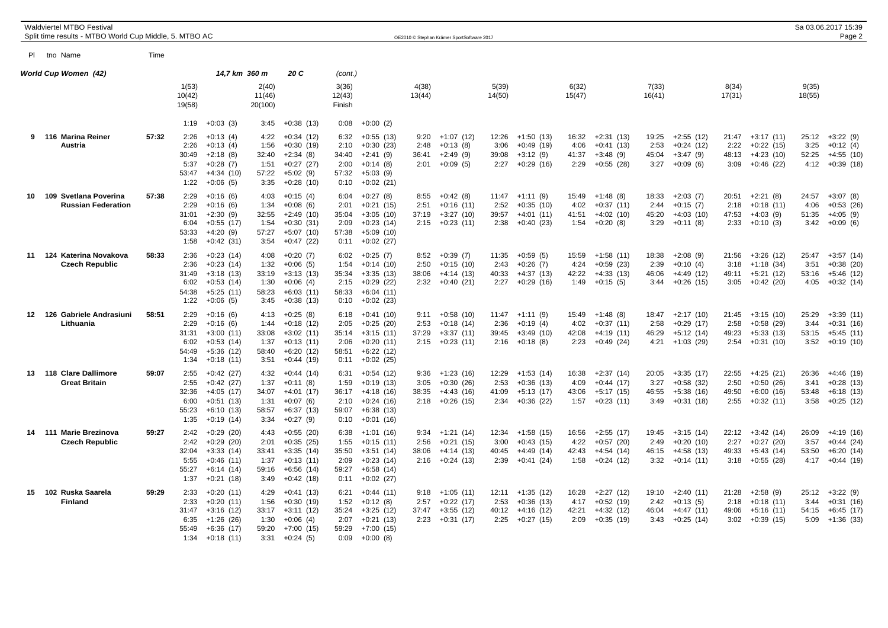## World Cup Women (42) — 14,7 km 360 m — 20 C (cont.)

| Pl | tno | Name | Time | 1(53) 10(42) 19(58) | 2(40) 11(46) 20(100) | 3(36) 12(43) Finish | 4(38) 13(44) | 5(39) 14(50) | 6(32) 15(47) | 7(33) 16(41) | 8(34) 17(31) | 9(35) 18(55) |
|---|---|---|---|---|---|---|---|---|---|---|---|---|
| | | | | 1:19 +0:03 (3) | 3:45 +0:38 (13) | 0:08 +0:00 (2) | | | | | | |
| 9 | 116 | **Marina Reiner** | 57:32 | 2:26 +0:13 (4) | 4:22 +0:34 (12) | 6:32 +0:55 (13) | 9:20 +1:07 (12) | 12:26 +1:50 (13) | 16:32 +2:31 (13) | 19:25 +2:55 (12) | 21:47 +3:17 (11) | 25:12 +3:22 (9) |
| | | **Austria** | | 2:26 +0:13 (4) | 1:56 +0:30 (19) | 2:10 +0:30 (23) | 2:48 +0:13 (8) | 3:06 +0:49 (19) | 4:06 +0:41 (13) | 2:53 +0:24 (12) | 2:22 +0:22 (15) | 3:25 +0:12 (4) |
| | | | | 30:49 +2:18 (8) | 32:40 +2:34 (8) | 34:40 +2:41 (9) | 36:41 +2:49 (9) | 39:08 +3:12 (9) | 41:37 +3:48 (9) | 45:04 +3:47 (9) | 48:13 +4:23 (10) | 52:25 +4:55 (10) |
| | | | | 5:37 +0:28 (7) | 1:51 +0:27 (27) | 2:00 +0:14 (8) | 2:01 +0:09 (5) | 2:27 +0:29 (16) | 2:29 +0:55 (28) | 3:27 +0:09 (6) | 3:09 +0:46 (22) | 4:12 +0:39 (18) |
| | | | | 53:47 +4:34 (10) | 57:22 +5:02 (9) | 57:32 +5:03 (9) | | | | | | |
| | | | | 1:22 +0:06 (5) | 3:35 +0:28 (10) | 0:10 +0:02 (21) | | | | | | |
| 10 | 109 | **Svetlana Poverina** | 57:38 | 2:29 +0:16 (6) | 4:03 +0:15 (4) | 6:04 +0:27 (8) | 8:55 +0:42 (8) | 11:47 +1:11 (9) | 15:49 +1:48 (8) | 18:33 +2:03 (7) | 20:51 +2:21 (8) | 24:57 +3:07 (8) |
| | | **Russian Federation** | | 2:29 +0:16 (6) | 1:34 +0:08 (6) | 2:01 +0:21 (15) | 2:51 +0:16 (11) | 2:52 +0:35 (10) | 4:02 +0:37 (11) | 2:44 +0:15 (7) | 2:18 +0:18 (11) | 4:06 +0:53 (26) |
| | | | | 31:01 +2:30 (9) | 32:55 +2:49 (10) | 35:04 +3:05 (10) | 37:19 +3:27 (10) | 39:57 +4:01 (11) | 41:51 +4:02 (10) | 45:20 +4:03 (10) | 47:53 +4:03 (9) | 51:35 +4:05 (9) |
| | | | | 6:04 +0:55 (17) | 1:54 +0:30 (31) | 2:09 +0:23 (14) | 2:15 +0:23 (11) | 2:38 +0:40 (23) | 1:54 +0:20 (8) | 3:29 +0:11 (8) | 2:33 +0:10 (3) | 3:42 +0:09 (6) |
| | | | | 53:33 +4:20 (9) | 57:27 +5:07 (10) | 57:38 +5:09 (10) | | | | | | |
| | | | | 1:58 +0:42 (31) | 3:54 +0:47 (22) | 0:11 +0:02 (27) | | | | | | |
| 11 | 124 | **Katerina Novakova** | 58:33 | 2:36 +0:23 (14) | 4:08 +0:20 (7) | 6:02 +0:25 (7) | 8:52 +0:39 (7) | 11:35 +0:59 (5) | 15:59 +1:58 (11) | 18:38 +2:08 (9) | 21:56 +3:26 (12) | 25:47 +3:57 (14) |
| | | **Czech Republic** | | 2:36 +0:23 (14) | 1:32 +0:06 (5) | 1:54 +0:14 (10) | 2:50 +0:15 (10) | 2:43 +0:26 (7) | 4:24 +0:59 (23) | 2:39 +0:10 (4) | 3:18 +1:18 (34) | 3:51 +0:38 (20) |
| | | | | 31:49 +3:18 (13) | 33:19 +3:13 (13) | 35:34 +3:35 (13) | 38:06 +4:14 (13) | 40:33 +4:37 (13) | 42:22 +4:33 (13) | 46:06 +4:49 (12) | 49:11 +5:21 (12) | 53:16 +5:46 (12) |
| | | | | 6:02 +0:53 (14) | 1:30 +0:06 (4) | 2:15 +0:29 (22) | 2:32 +0:40 (21) | 2:27 +0:29 (16) | 1:49 +0:15 (5) | 3:44 +0:26 (15) | 3:05 +0:42 (20) | 4:05 +0:32 (14) |
| | | | | 54:38 +5:25 (11) | 58:23 +6:03 (11) | 58:33 +6:04 (11) | | | | | | |
| | | | | 1:22 +0:06 (5) | 3:45 +0:38 (13) | 0:10 +0:02 (23) | | | | | | |
| 12 | 126 | **Gabriele Andrasiuni** | 58:51 | 2:29 +0:16 (6) | 4:13 +0:25 (8) | 6:18 +0:41 (10) | 9:11 +0:58 (10) | 11:47 +1:11 (9) | 15:49 +1:48 (8) | 18:47 +2:17 (10) | 21:45 +3:15 (10) | 25:29 +3:39 (11) |
| | | **Lithuania** | | 2:29 +0:16 (6) | 1:44 +0:18 (12) | 2:05 +0:25 (20) | 2:53 +0:18 (14) | 2:36 +0:19 (4) | 4:02 +0:37 (11) | 2:58 +0:29 (17) | 2:58 +0:58 (29) | 3:44 +0:31 (16) |
| | | | | 31:31 +3:00 (11) | 33:08 +3:02 (11) | 35:14 +3:15 (11) | 37:29 +3:37 (11) | 39:45 +3:49 (10) | 42:08 +4:19 (11) | 46:29 +5:12 (14) | 49:23 +5:33 (13) | 53:15 +5:45 (11) |
| | | | | 6:02 +0:53 (14) | 1:37 +0:13 (11) | 2:06 +0:20 (11) | 2:15 +0:23 (11) | 2:16 +0:18 (8) | 2:23 +0:49 (24) | 4:21 +1:03 (29) | 2:54 +0:31 (10) | 3:52 +0:19 (10) |
| | | | | 54:49 +5:36 (12) | 58:40 +6:20 (12) | 58:51 +6:22 (12) | | | | | | |
| | | | | 1:34 +0:18 (11) | 3:51 +0:44 (19) | 0:11 +0:02 (25) | | | | | | |
| 13 | 118 | **Clare Dallimore** | 59:07 | 2:55 +0:42 (27) | 4:32 +0:44 (14) | 6:31 +0:54 (12) | 9:36 +1:23 (16) | 12:29 +1:53 (14) | 16:38 +2:37 (14) | 20:05 +3:35 (17) | 22:55 +4:25 (21) | 26:36 +4:46 (19) |
| | | **Great Britain** | | 2:55 +0:42 (27) | 1:37 +0:11 (8) | 1:59 +0:19 (13) | 3:05 +0:30 (26) | 2:53 +0:36 (13) | 4:09 +0:44 (17) | 3:27 +0:58 (32) | 2:50 +0:50 (26) | 3:41 +0:28 (13) |
| | | | | 32:36 +4:05 (17) | 34:07 +4:01 (17) | 36:17 +4:18 (16) | 38:35 +4:43 (16) | 41:09 +5:13 (17) | 43:06 +5:17 (15) | 46:55 +5:38 (16) | 49:50 +6:00 (16) | 53:48 +6:18 (13) |
| | | | | 6:00 +0:51 (13) | 1:31 +0:07 (6) | 2:10 +0:24 (16) | 2:18 +0:26 (15) | 2:34 +0:36 (22) | 1:57 +0:23 (11) | 3:49 +0:31 (18) | 2:55 +0:32 (11) | 3:58 +0:25 (12) |
| | | | | 55:23 +6:10 (13) | 58:57 +6:37 (13) | 59:07 +6:38 (13) | | | | | | |
| | | | | 1:35 +0:19 (14) | 3:34 +0:27 (9) | 0:10 +0:01 (16) | | | | | | |
| 14 | 111 | **Marie Brezinova** | 59:27 | 2:42 +0:29 (20) | 4:43 +0:55 (20) | 6:38 +1:01 (16) | 9:34 +1:21 (14) | 12:34 +1:58 (15) | 16:56 +2:55 (17) | 19:45 +3:15 (14) | 22:12 +3:42 (14) | 26:09 +4:19 (16) |
| | | **Czech Republic** | | 2:42 +0:29 (20) | 2:01 +0:35 (25) | 1:55 +0:15 (11) | 2:56 +0:21 (15) | 3:00 +0:43 (15) | 4:22 +0:57 (20) | 2:49 +0:20 (10) | 2:27 +0:27 (20) | 3:57 +0:44 (24) |
| | | | | 32:04 +3:33 (14) | 33:41 +3:35 (14) | 35:50 +3:51 (14) | 38:06 +4:14 (13) | 40:45 +4:49 (14) | 42:43 +4:54 (14) | 46:15 +4:58 (13) | 49:33 +5:43 (14) | 53:50 +6:20 (14) |
| | | | | 5:55 +0:46 (11) | 1:37 +0:13 (11) | 2:09 +0:23 (14) | 2:16 +0:24 (13) | 2:39 +0:41 (24) | 1:58 +0:24 (12) | 3:32 +0:14 (11) | 3:18 +0:55 (28) | 4:17 +0:44 (19) |
| | | | | 55:27 +6:14 (14) | 59:16 +6:56 (14) | 59:27 +6:58 (14) | | | | | | |
| | | | | 1:37 +0:21 (18) | 3:49 +0:42 (18) | 0:11 +0:02 (27) | | | | | | |
| 15 | 102 | **Ruska Saarela** | 59:29 | 2:33 +0:20 (11) | 4:29 +0:41 (13) | 6:21 +0:44 (11) | 9:18 +1:05 (11) | 12:11 +1:35 (12) | 16:28 +2:27 (12) | 19:10 +2:40 (11) | 21:28 +2:58 (9) | 25:12 +3:22 (9) |
| | | **Finland** | | 2:33 +0:20 (11) | 1:56 +0:30 (19) | 1:52 +0:12 (8) | 2:57 +0:22 (17) | 2:53 +0:36 (13) | 4:17 +0:52 (19) | 2:42 +0:13 (5) | 2:18 +0:18 (11) | 3:44 +0:31 (16) |
| | | | | 31:47 +3:16 (12) | 33:17 +3:11 (12) | 35:24 +3:25 (12) | 37:47 +3:55 (12) | 40:12 +4:16 (12) | 42:21 +4:32 (12) | 46:04 +4:47 (11) | 49:06 +5:16 (11) | 54:15 +6:45 (17) |
| | | | | 6:35 +1:26 (26) | 1:30 +0:06 (4) | 2:07 +0:21 (13) | 2:23 +0:31 (17) | 2:25 +0:27 (15) | 2:09 +0:35 (19) | 3:43 +0:25 (14) | 3:02 +0:39 (15) | 5:09 +1:36 (33) |
| | | | | 55:49 +6:36 (17) | 59:20 +7:00 (15) | 59:29 +7:00 (15) | | | | | | |
| | | | | 1:34 +0:18 (11) | 3:31 +0:24 (5) | 0:09 +0:00 (8) | | | | | | |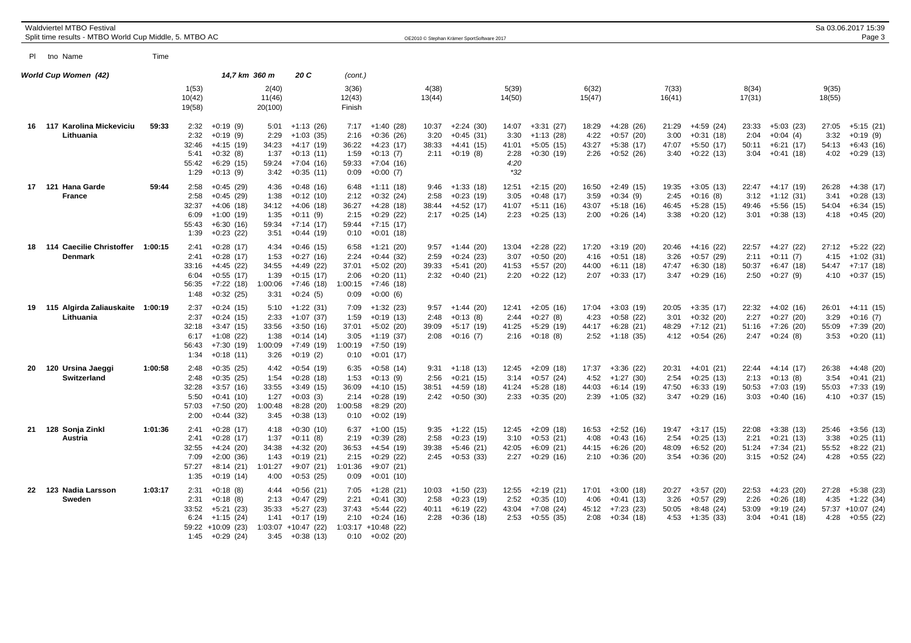Waldviertel MTBO Festival

Split time results - MTBO World Cup Middle, 5. MTBO AC

OE2010 © Stephan Krämer SportSoftware 2017

Sa 03.06.2017 15:39

**World Cup Women (42)** — 14,7 km 360 m 20 C

Control columns (each row block lists controls in this order):
Row 1: 1(53), 2(40), 3(36), 4(38), 5(39), 6(32), 7(33), 8(34), 9(35)
Row 2: 10(42), 11(46), 12(43), 13(44), 14(50), 15(47), 16(41), 17(31), 18(55)
Row 3: 19(58), 20(100), Finish

| Pl | tno | Name | Time | | | | | | | | | |
|---|---|---|---|---|---|---|---|---|---|---|---|---|
| 16 | 117 | Karolina Mickeviciu, Lithuania | 59:33 | 2:32 +0:19 (9) | 5:01 +1:13 (26) | 7:17 +1:40 (28) | 10:37 +2:24 (30) | 14:07 +3:31 (27) | 18:29 +4:28 (26) | 21:29 +4:59 (24) | 23:33 +5:03 (23) | 27:05 +5:15 (21) |
| | | | | 2:32 +0:19 (9) | 2:29 +1:03 (35) | 2:16 +0:36 (26) | 3:20 +0:45 (31) | 3:30 +1:13 (28) | 4:22 +0:57 (20) | 3:00 +0:31 (18) | 2:04 +0:04 (4) | 3:32 +0:19 (9) |
| | | | | 32:46 +4:15 (19) | 34:23 +4:17 (19) | 36:22 +4:23 (17) | 38:33 +4:41 (15) | 41:01 +5:05 (15) | 43:27 +5:38 (17) | 47:07 +5:50 (17) | 50:11 +6:21 (17) | 54:13 +6:43 (16) |
| | | | | 5:41 +0:32 (8) | 1:37 +0:13 (11) | 1:59 +0:13 (7) | 2:11 +0:19 (8) | 2:28 +0:30 (19) | 2:26 +0:52 (26) | 3:40 +0:22 (13) | 3:04 +0:41 (18) | 4:02 +0:29 (13) |
| | | | | 55:42 +6:29 (15) | 59:24 +7:04 (16) | 59:33 +7:04 (16) | | 4:20 | | | | |
| | | | | 1:29 +0:13 (9) | 3:42 +0:35 (11) | 0:09 +0:00 (7) | | *32 | | | | |
| 17 | 121 | Hana Garde, France | 59:44 | 2:58 +0:45 (29) | 4:36 +0:48 (16) | 6:48 +1:11 (18) | 9:46 +1:33 (18) | 12:51 +2:15 (20) | 16:50 +2:49 (15) | 19:35 +3:05 (13) | 22:47 +4:17 (19) | 26:28 +4:38 (17) |
| | | | | 2:58 +0:45 (29) | 1:38 +0:12 (10) | 2:12 +0:32 (24) | 2:58 +0:23 (19) | 3:05 +0:48 (17) | 3:59 +0:34 (9) | 2:45 +0:16 (8) | 3:12 +1:12 (31) | 3:41 +0:28 (13) |
| | | | | 32:37 +4:06 (18) | 34:12 +4:06 (18) | 36:27 +4:28 (18) | 38:44 +4:52 (17) | 41:07 +5:11 (16) | 43:07 +5:18 (16) | 46:45 +5:28 (15) | 49:46 +5:56 (15) | 54:04 +6:34 (15) |
| | | | | 6:09 +1:00 (19) | 1:35 +0:11 (9) | 2:15 +0:29 (22) | 2:17 +0:25 (14) | 2:23 +0:25 (13) | 2:00 +0:26 (14) | 3:38 +0:20 (12) | 3:01 +0:38 (13) | 4:18 +0:45 (20) |
| | | | | 55:43 +6:30 (16) | 59:34 +7:14 (17) | 59:44 +7:15 (17) | | | | | | |
| | | | | 1:39 +0:23 (22) | 3:51 +0:44 (19) | 0:10 +0:01 (18) | | | | | | |
| 18 | 114 | Caecilie Christoffer, Denmark | 1:00:15 | 2:41 +0:28 (17) | 4:34 +0:46 (15) | 6:58 +1:21 (20) | 9:57 +1:44 (20) | 13:04 +2:28 (22) | 17:20 +3:19 (20) | 20:46 +4:16 (22) | 22:57 +4:27 (22) | 27:12 +5:22 (22) |
| | | | | 2:41 +0:28 (17) | 1:53 +0:27 (16) | 2:24 +0:44 (32) | 2:59 +0:24 (23) | 3:07 +0:50 (20) | 4:16 +0:51 (18) | 3:26 +0:57 (29) | 2:11 +0:11 (7) | 4:15 +1:02 (31) |
| | | | | 33:16 +4:45 (22) | 34:55 +4:49 (22) | 37:01 +5:02 (20) | 39:33 +5:41 (20) | 41:53 +5:57 (20) | 44:00 +6:11 (18) | 47:47 +6:30 (18) | 50:37 +6:47 (18) | 54:47 +7:17 (18) |
| | | | | 6:04 +0:55 (17) | 1:39 +0:15 (17) | 2:06 +0:20 (11) | 2:32 +0:40 (21) | 2:20 +0:22 (12) | 2:07 +0:33 (17) | 3:47 +0:29 (16) | 2:50 +0:27 (9) | 4:10 +0:37 (15) |
| | | | | 56:35 +7:22 (18) | 1:00:06 +7:46 (18) | 1:00:15 +7:46 (18) | | | | | | |
| | | | | 1:48 +0:32 (25) | 3:31 +0:24 (5) | 0:09 +0:00 (6) | | | | | | |
| 19 | 115 | Algirda Zaliauskaite, Lithuania | 1:00:19 | 2:37 +0:24 (15) | 5:10 +1:22 (31) | 7:09 +1:32 (23) | 9:57 +1:44 (20) | 12:41 +2:05 (16) | 17:04 +3:03 (19) | 20:05 +3:35 (17) | 22:32 +4:02 (16) | 26:01 +4:11 (15) |
| | | | | 2:37 +0:24 (15) | 2:33 +1:07 (37) | 1:59 +0:19 (13) | 2:48 +0:13 (8) | 2:44 +0:27 (8) | 4:23 +0:58 (22) | 3:01 +0:32 (20) | 2:27 +0:27 (20) | 3:29 +0:16 (7) |
| | | | | 32:18 +3:47 (15) | 33:56 +3:50 (16) | 37:01 +5:02 (20) | 39:09 +5:17 (19) | 41:25 +5:29 (19) | 44:17 +6:28 (21) | 48:29 +7:12 (21) | 51:16 +7:26 (20) | 55:09 +7:39 (20) |
| | | | | 6:17 +1:08 (22) | 1:38 +0:14 (14) | 3:05 +1:19 (37) | 2:08 +0:16 (7) | 2:16 +0:18 (8) | 2:52 +1:18 (35) | 4:12 +0:54 (26) | 2:47 +0:24 (8) | 3:53 +0:20 (11) |
| | | | | 56:43 +7:30 (19) | 1:00:09 +7:49 (19) | 1:00:19 +7:50 (19) | | | | | | |
| | | | | 1:34 +0:18 (11) | 3:26 +0:19 (2) | 0:10 +0:01 (17) | | | | | | |
| 20 | 120 | Ursina Jaeggi, Switzerland | 1:00:58 | 2:48 +0:35 (25) | 4:42 +0:54 (19) | 6:35 +0:58 (14) | 9:31 +1:18 (13) | 12:45 +2:09 (18) | 17:37 +3:36 (22) | 20:31 +4:01 (21) | 22:44 +4:14 (17) | 26:38 +4:48 (20) |
| | | | | 2:48 +0:35 (25) | 1:54 +0:28 (18) | 1:53 +0:13 (9) | 2:56 +0:21 (15) | 3:14 +0:57 (24) | 4:52 +1:27 (30) | 2:54 +0:25 (13) | 2:13 +0:13 (8) | 3:54 +0:41 (21) |
| | | | | 32:28 +3:57 (16) | 33:55 +3:49 (15) | 36:09 +4:10 (15) | 38:51 +4:59 (18) | 41:24 +5:28 (18) | 44:03 +6:14 (19) | 47:50 +6:33 (19) | 50:53 +7:03 (19) | 55:03 +7:33 (19) |
| | | | | 5:50 +0:41 (10) | 1:27 +0:03 (3) | 2:14 +0:28 (19) | 2:42 +0:50 (30) | 2:33 +0:35 (20) | 2:39 +1:05 (32) | 3:47 +0:29 (16) | 3:03 +0:40 (16) | 4:10 +0:37 (15) |
| | | | | 57:03 +7:50 (20) | 1:00:48 +8:28 (20) | 1:00:58 +8:29 (20) | | | | | | |
| | | | | 2:00 +0:44 (32) | 3:45 +0:38 (13) | 0:10 +0:02 (19) | | | | | | |
| 21 | 128 | Sonja Zinkl, Austria | 1:01:36 | 2:41 +0:28 (17) | 4:18 +0:30 (10) | 6:37 +1:00 (15) | 9:35 +1:22 (15) | 12:45 +2:09 (18) | 16:53 +2:52 (16) | 19:47 +3:17 (15) | 22:08 +3:38 (13) | 25:46 +3:56 (13) |
| | | | | 2:41 +0:28 (17) | 1:37 +0:11 (8) | 2:19 +0:39 (28) | 2:58 +0:23 (19) | 3:10 +0:53 (21) | 4:08 +0:43 (16) | 2:54 +0:25 (13) | 2:21 +0:21 (13) | 3:38 +0:25 (11) |
| | | | | 32:55 +4:24 (20) | 34:38 +4:32 (20) | 36:53 +4:54 (19) | 39:38 +5:46 (21) | 42:05 +6:09 (21) | 44:15 +6:26 (20) | 48:09 +6:52 (20) | 51:24 +7:34 (21) | 55:52 +8:22 (21) |
| | | | | 7:09 +2:00 (36) | 1:43 +0:19 (21) | 2:15 +0:29 (22) | 2:45 +0:53 (33) | 2:27 +0:29 (16) | 2:10 +0:36 (20) | 3:54 +0:36 (20) | 3:15 +0:52 (24) | 4:28 +0:55 (22) |
| | | | | 57:27 +8:14 (21) | 1:01:27 +9:07 (21) | 1:01:36 +9:07 (21) | | | | | | |
| | | | | 1:35 +0:19 (14) | 4:00 +0:53 (25) | 0:09 +0:01 (10) | | | | | | |
| 22 | 123 | Nadia Larsson, Sweden | 1:03:17 | 2:31 +0:18 (8) | 4:44 +0:56 (21) | 7:05 +1:28 (21) | 10:03 +1:50 (23) | 12:55 +2:19 (21) | 17:01 +3:00 (18) | 20:27 +3:57 (20) | 22:53 +4:23 (20) | 27:28 +5:38 (23) |
| | | | | 2:31 +0:18 (8) | 2:13 +0:47 (29) | 2:21 +0:41 (30) | 2:58 +0:23 (19) | 2:52 +0:35 (10) | 4:06 +0:41 (13) | 3:26 +0:57 (29) | 2:26 +0:26 (18) | 4:35 +1:22 (34) |
| | | | | 33:52 +5:21 (23) | 35:33 +5:27 (23) | 37:43 +5:44 (22) | 40:11 +6:19 (22) | 43:04 +7:08 (24) | 45:12 +7:23 (23) | 50:05 +8:48 (24) | 53:09 +9:19 (24) | 57:37 +10:07 (24) |
| | | | | 6:24 +1:15 (24) | 1:41 +0:17 (19) | 2:10 +0:24 (16) | 2:28 +0:36 (18) | 2:53 +0:55 (35) | 2:08 +0:34 (18) | 4:53 +1:35 (33) | 3:04 +0:41 (18) | 4:28 +0:55 (22) |
| | | | | 59:22 +10:09 (23) | 1:03:07 +10:47 (22) | 1:03:17 +10:48 (22) | | | | | | |
| | | | | 1:45 +0:29 (24) | 3:45 +0:38 (13) | 0:10 +0:02 (20) | | | | | | |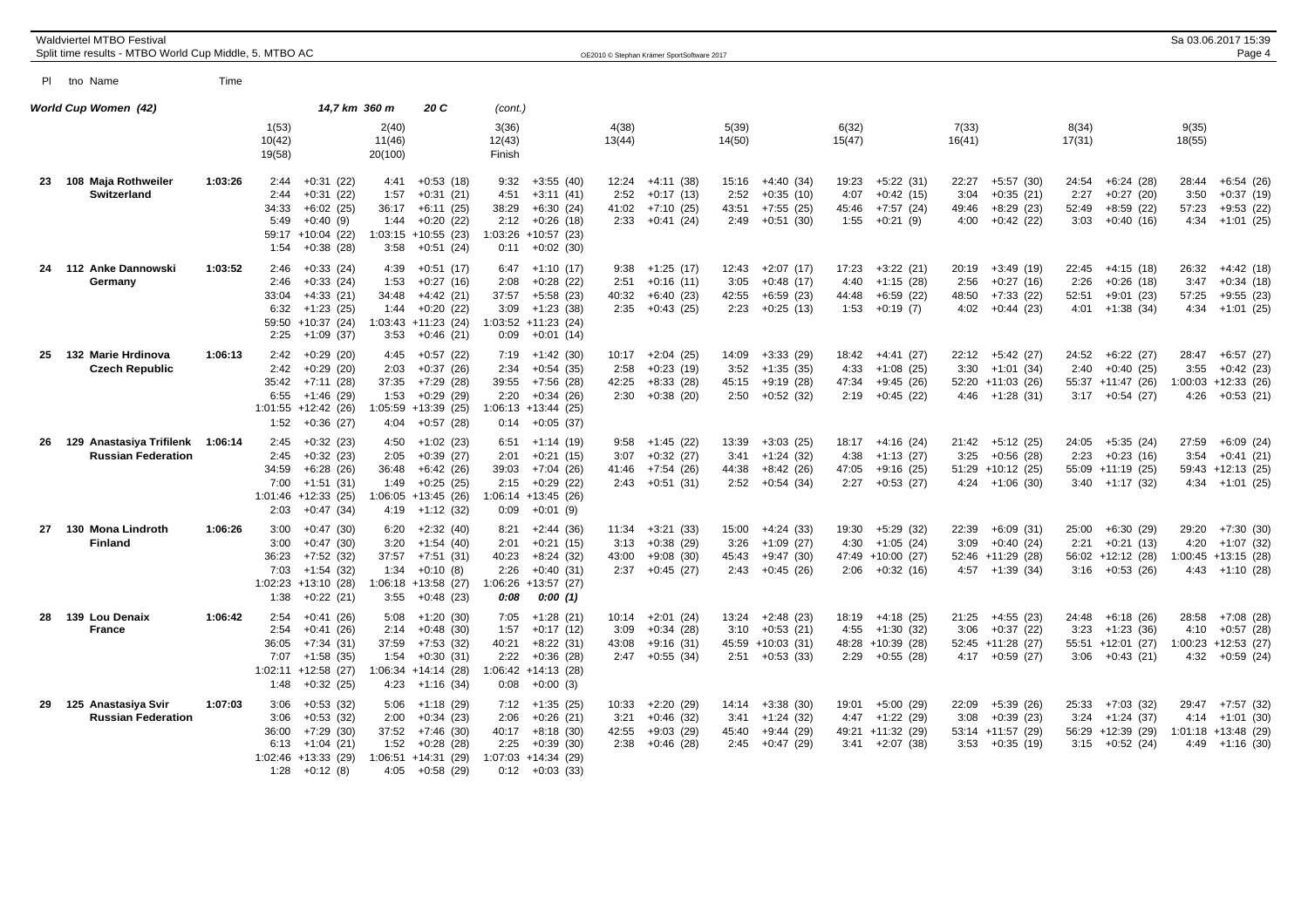Waldviertel MTBO Festival
Split time results - MTBO World Cup Middle, 5. MTBO AC

Sa 03.06.2017 15:39

OE2010 © Stephan Krämer SportSoftware 2017

## World Cup Women (42) — 14,7 km 360 m 20 C (cont.)

| Pl | tno Name | Time | 1(53) 10(42) 19(58) | 2(40) 11(46) 20(100) | 3(36) 12(43) Finish | 4(38) 13(44) | 5(39) 14(50) | 6(32) 15(47) | 7(33) 16(41) | 8(34) 17(31) | 9(35) 18(55) |
|---|---|---|---|---|---|---|---|---|---|---|---|
| 23 | 108 Maja Rothweiler Switzerland | 1:03:26 | 2:44 +0:31 (22) | 4:41 +0:53 (18) | 9:32 +3:55 (40) | 12:24 +4:11 (38) | 15:16 +4:40 (34) | 19:23 +5:22 (31) | 22:27 +5:57 (30) | 24:54 +6:24 (28) | 28:44 +6:54 (26) |
| | | | 2:44 +0:31 (22) | 1:57 +0:31 (21) | 4:51 +3:11 (41) | 2:52 +0:17 (13) | 2:52 +0:35 (10) | 4:07 +0:42 (15) | 3:04 +0:35 (21) | 2:27 +0:27 (20) | 3:50 +0:37 (19) |
| | | | 34:33 +6:02 (25) | 36:17 +6:11 (25) | 38:29 +6:30 (24) | 41:02 +7:10 (25) | 43:51 +7:55 (25) | 45:46 +7:57 (24) | 49:46 +8:29 (23) | 52:49 +8:59 (22) | 57:23 +9:53 (22) |
| | | | 5:49 +0:40 (9) | 1:44 +0:20 (22) | 2:12 +0:26 (18) | 2:33 +0:41 (24) | 2:49 +0:51 (30) | 1:55 +0:21 (9) | 4:00 +0:42 (22) | 3:03 +0:40 (16) | 4:34 +1:01 (25) |
| | | | 59:17 +10:04 (22) | 1:03:15 +10:55 (23) | 1:03:26 +10:57 (23) | | | | | | |
| | | | 1:54 +0:38 (28) | 3:58 +0:51 (24) | 0:11 +0:02 (30) | | | | | | |
| 24 | 112 Anke Dannowski Germany | 1:03:52 | 2:46 +0:33 (24) | 4:39 +0:51 (17) | 6:47 +1:10 (17) | 9:38 +1:25 (17) | 12:43 +2:07 (17) | 17:23 +3:22 (21) | 20:19 +3:49 (19) | 22:45 +4:15 (18) | 26:32 +4:42 (18) |
| | | | 2:46 +0:33 (24) | 1:53 +0:27 (16) | 2:08 +0:28 (22) | 2:51 +0:16 (11) | 3:05 +0:48 (17) | 4:40 +1:15 (28) | 2:56 +0:27 (16) | 2:26 +0:26 (18) | 3:47 +0:34 (18) |
| | | | 33:04 +4:33 (21) | 34:48 +4:42 (21) | 37:57 +5:58 (23) | 40:32 +6:40 (23) | 42:55 +6:59 (23) | 44:48 +6:59 (22) | 48:50 +7:33 (22) | 52:51 +9:01 (23) | 57:25 +9:55 (23) |
| | | | 6:32 +1:23 (25) | 1:44 +0:20 (22) | 3:09 +1:23 (38) | 2:35 +0:43 (25) | 2:23 +0:25 (13) | 1:53 +0:19 (7) | 4:02 +0:44 (23) | 4:01 +1:38 (34) | 4:34 +1:01 (25) |
| | | | 59:50 +10:37 (24) | 1:03:43 +11:23 (24) | 1:03:52 +11:23 (24) | | | | | | |
| | | | 2:25 +1:09 (37) | 3:53 +0:46 (21) | 0:09 +0:01 (14) | | | | | | |
| 25 | 132 Marie Hrdinova Czech Republic | 1:06:13 | 2:42 +0:29 (20) | 4:45 +0:57 (22) | 7:19 +1:42 (30) | 10:17 +2:04 (25) | 14:09 +3:33 (29) | 18:42 +4:41 (27) | 22:12 +5:42 (27) | 24:52 +6:22 (27) | 28:47 +6:57 (27) |
| | | | 2:42 +0:29 (20) | 2:03 +0:37 (26) | 2:34 +0:54 (35) | 2:58 +0:23 (19) | 3:52 +1:35 (35) | 4:33 +1:08 (25) | 3:30 +1:01 (34) | 2:40 +0:40 (25) | 3:55 +0:42 (23) |
| | | | 35:42 +7:11 (28) | 37:35 +7:29 (28) | 39:55 +7:56 (28) | 42:25 +8:33 (28) | 45:15 +9:19 (28) | 47:34 +9:45 (26) | 52:20 +11:03 (26) | 55:37 +11:47 (26) | 1:00:03 +12:33 (26) |
| | | | 6:55 +1:46 (29) | 1:53 +0:29 (29) | 2:20 +0:34 (26) | 2:30 +0:38 (20) | 2:50 +0:52 (32) | 2:19 +0:45 (22) | 4:46 +1:28 (31) | 3:17 +0:54 (27) | 4:26 +0:53 (21) |
| | | | 1:01:55 +12:42 (26) | 1:05:59 +13:39 (25) | 1:06:13 +13:44 (25) | | | | | | |
| | | | 1:52 +0:36 (27) | 4:04 +0:57 (28) | 0:14 +0:05 (37) | | | | | | |
| 26 | 129 Anastasiya Trifilenk Russian Federation | 1:06:14 | 2:45 +0:32 (23) | 4:50 +1:02 (23) | 6:51 +1:14 (19) | 9:58 +1:45 (22) | 13:39 +3:03 (25) | 18:17 +4:16 (24) | 21:42 +5:12 (25) | 24:05 +5:35 (24) | 27:59 +6:09 (24) |
| | | | 2:45 +0:32 (23) | 2:05 +0:39 (27) | 2:01 +0:21 (15) | 3:07 +0:32 (27) | 3:41 +1:24 (32) | 4:38 +1:13 (27) | 3:25 +0:56 (28) | 2:23 +0:23 (16) | 3:54 +0:41 (21) |
| | | | 34:59 +6:28 (26) | 36:48 +6:42 (26) | 39:03 +7:04 (26) | 41:46 +7:54 (26) | 44:38 +8:42 (26) | 47:05 +9:16 (25) | 51:29 +10:12 (25) | 55:09 +11:19 (25) | 59:43 +12:13 (25) |
| | | | 7:00 +1:51 (31) | 1:49 +0:25 (25) | 2:15 +0:29 (22) | 2:43 +0:51 (31) | 2:52 +0:54 (34) | 2:27 +0:53 (27) | 4:24 +1:06 (30) | 3:40 +1:17 (32) | 4:34 +1:01 (25) |
| | | | 1:01:46 +12:33 (25) | 1:06:05 +13:45 (26) | 1:06:14 +13:45 (26) | | | | | | |
| | | | 2:03 +0:47 (34) | 4:19 +1:12 (32) | 0:09 +0:01 (9) | | | | | | |
| 27 | 130 Mona Lindroth Finland | 1:06:26 | 3:00 +0:47 (30) | 6:20 +2:32 (40) | 8:21 +2:44 (36) | 11:34 +3:21 (33) | 15:00 +4:24 (33) | 19:30 +5:29 (32) | 22:39 +6:09 (31) | 25:00 +6:30 (29) | 29:20 +7:30 (30) |
| | | | 3:00 +0:47 (30) | 3:20 +1:54 (40) | 2:01 +0:21 (15) | 3:13 +0:38 (29) | 3:26 +1:09 (27) | 4:30 +1:05 (24) | 3:09 +0:40 (24) | 2:21 +0:21 (13) | 4:20 +1:07 (32) |
| | | | 36:23 +7:52 (32) | 37:57 +7:51 (31) | 40:23 +8:24 (32) | 43:00 +9:08 (30) | 45:43 +9:47 (30) | 47:49 +10:00 (27) | 52:46 +11:29 (28) | 56:02 +12:12 (28) | 1:00:45 +13:15 (28) |
| | | | 7:03 +1:54 (32) | 1:34 +0:10 (8) | 2:26 +0:40 (31) | 2:37 +0:45 (27) | 2:43 +0:45 (26) | 2:06 +0:32 (16) | 4:57 +1:39 (34) | 3:16 +0:53 (26) | 4:43 +1:10 (28) |
| | | | 1:02:23 +13:10 (28) | 1:06:18 +13:58 (27) | 1:06:26 +13:57 (27) | | | | | | |
| | | | 1:38 +0:22 (21) | 3:55 +0:48 (23) | **0:08 0:00 (1)** | | | | | | |
| 28 | 139 Lou Denaix France | 1:06:42 | 2:54 +0:41 (26) | 5:08 +1:20 (30) | 7:05 +1:28 (21) | 10:14 +2:01 (24) | 13:24 +2:48 (23) | 18:19 +4:18 (25) | 21:25 +4:55 (23) | 24:48 +6:18 (26) | 28:58 +7:08 (28) |
| | | | 2:54 +0:41 (26) | 2:14 +0:48 (30) | 1:57 +0:17 (12) | 3:09 +0:34 (28) | 3:10 +0:53 (21) | 4:55 +1:30 (32) | 3:06 +0:37 (22) | 3:23 +1:23 (36) | 4:10 +0:57 (28) |
| | | | 36:05 +7:34 (31) | 37:59 +7:53 (32) | 40:21 +8:22 (31) | 43:08 +9:16 (31) | 45:59 +10:03 (31) | 48:28 +10:39 (28) | 52:45 +11:28 (27) | 55:51 +12:01 (27) | 1:00:23 +12:53 (27) |
| | | | 7:07 +1:58 (35) | 1:54 +0:30 (31) | 2:22 +0:36 (28) | 2:47 +0:55 (34) | 2:51 +0:53 (33) | 2:29 +0:55 (28) | 4:17 +0:59 (27) | 3:06 +0:43 (21) | 4:32 +0:59 (24) |
| | | | 1:02:11 +12:58 (27) | 1:06:34 +14:14 (28) | 1:06:42 +14:13 (28) | | | | | | |
| | | | 1:48 +0:32 (25) | 4:23 +1:16 (34) | 0:08 +0:00 (3) | | | | | | |
| 29 | 125 Anastasiya Svir Russian Federation | 1:07:03 | 3:06 +0:53 (32) | 5:06 +1:18 (29) | 7:12 +1:35 (25) | 10:33 +2:20 (29) | 14:14 +3:38 (30) | 19:01 +5:00 (29) | 22:09 +5:39 (26) | 25:33 +7:03 (32) | 29:47 +7:57 (32) |
| | | | 3:06 +0:53 (32) | 2:00 +0:34 (23) | 2:06 +0:26 (21) | 3:21 +0:46 (32) | 3:41 +1:24 (32) | 4:47 +1:22 (29) | 3:08 +0:39 (23) | 3:24 +1:24 (37) | 4:14 +1:01 (30) |
| | | | 36:00 +7:29 (30) | 37:52 +7:46 (30) | 40:17 +8:18 (30) | 42:55 +9:03 (29) | 45:40 +9:44 (29) | 49:21 +11:32 (29) | 53:14 +11:57 (29) | 56:29 +12:39 (29) | 1:01:18 +13:48 (29) |
| | | | 6:13 +1:04 (21) | 1:52 +0:28 (28) | 2:25 +0:39 (30) | 2:38 +0:46 (28) | 2:45 +0:47 (29) | 3:41 +2:07 (38) | 3:53 +0:35 (19) | 3:15 +0:52 (24) | 4:49 +1:16 (30) |
| | | | 1:02:46 +13:33 (29) | 1:06:51 +14:31 (29) | 1:07:03 +14:34 (29) | | | | | | |
| | | | 1:28 +0:12 (8) | 4:05 +0:58 (29) | 0:12 +0:03 (33) | | | | | | |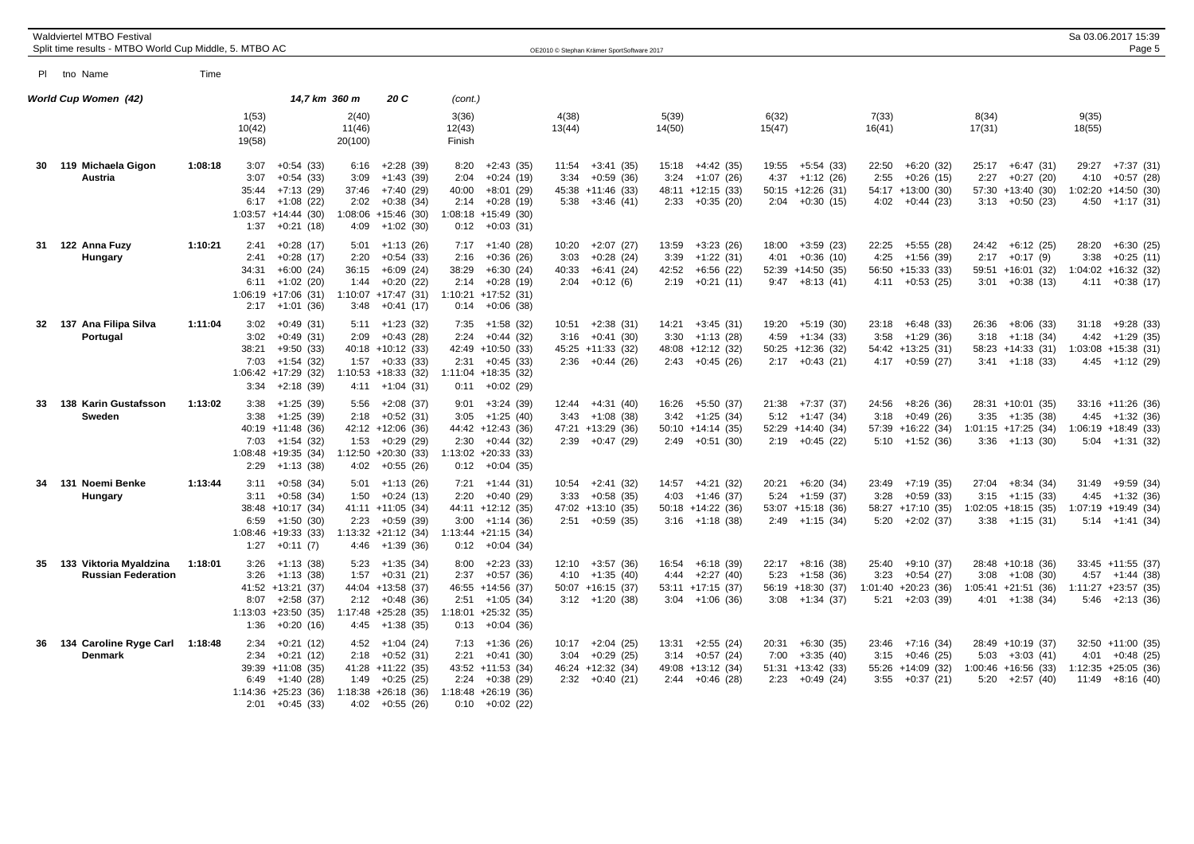Waldviertel MTBO Festival
Split time results - MTBO World Cup Middle, 5. MTBO AC

OE2010 © Stephan Krämer SportSoftware 2017

Sa 03.06.2017 15:39

## World Cup Women (42) — 14,7 km 360 m 20 C (cont.)

| Pl | tno Name | Time | 1(53) / 10(42) / 19(58) | 2(40) / 11(46) / 20(100) | 3(36) / 12(43) / Finish | 4(38) / 13(44) | 5(39) / 14(50) | 6(32) / 15(47) | 7(33) / 16(41) | 8(34) / 17(31) | 9(35) / 18(55) |
|---|---|---|---|---|---|---|---|---|---|---|---|
| 30 | 119 Michaela Gigon Austria | 1:08:18 | 3:07 +0:54 (33) | 6:16 +2:28 (39) | 8:20 +2:43 (35) | 11:54 +3:41 (35) | 15:18 +4:42 (35) | 19:55 +5:54 (33) | 22:50 +6:20 (32) | 25:17 +6:47 (31) | 29:27 +7:37 (31) |
| | | | 3:07 +0:54 (33) | 3:09 +1:43 (39) | 2:04 +0:24 (19) | 3:34 +0:59 (36) | 3:24 +1:07 (26) | 4:37 +1:12 (26) | 2:55 +0:26 (15) | 2:27 +0:27 (20) | 4:10 +0:57 (28) |
| | | | 35:44 +7:13 (29) | 37:46 +7:40 (29) | 40:00 +8:01 (29) | 45:38 +11:46 (33) | 48:11 +12:15 (33) | 50:15 +12:26 (31) | 54:17 +13:00 (30) | 57:30 +13:40 (30) | 1:02:20 +14:50 (30) |
| | | | 6:17 +1:08 (22) | 2:02 +0:38 (34) | 2:14 +0:28 (19) | 5:38 +3:46 (41) | 2:33 +0:35 (20) | 2:04 +0:30 (15) | 4:02 +0:44 (23) | 3:13 +0:50 (23) | 4:50 +1:17 (31) |
| | | | 1:03:57 +14:44 (30) | 1:08:06 +15:46 (30) | 1:08:18 +15:49 (30) | | | | | | |
| | | | 1:37 +0:21 (18) | 4:09 +1:02 (30) | 0:12 +0:03 (31) | | | | | | |
| 31 | 122 Anna Fuzy Hungary | 1:10:21 | 2:41 +0:28 (17) | 5:01 +1:13 (26) | 7:17 +1:40 (28) | 10:20 +2:07 (27) | 13:59 +3:23 (26) | 18:00 +3:59 (23) | 22:25 +5:55 (28) | 24:42 +6:12 (25) | 28:20 +6:30 (25) |
| | | | 2:41 +0:28 (17) | 2:20 +0:54 (33) | 2:16 +0:36 (26) | 3:03 +0:28 (24) | 3:39 +1:22 (31) | 4:01 +0:36 (10) | 4:25 +1:56 (39) | 2:17 +0:17 (9) | 3:38 +0:25 (11) |
| | | | 34:31 +6:00 (24) | 36:15 +6:09 (24) | 38:29 +6:30 (24) | 40:33 +6:41 (24) | 42:52 +6:56 (22) | 52:39 +14:50 (35) | 56:50 +15:33 (33) | 59:51 +16:01 (32) | 1:04:02 +16:32 (32) |
| | | | 6:11 +1:02 (20) | 1:44 +0:20 (22) | 2:14 +0:28 (19) | 2:04 +0:12 (6) | 2:19 +0:21 (11) | 9:47 +8:13 (41) | 4:11 +0:53 (25) | 3:01 +0:38 (13) | 4:11 +0:38 (17) |
| | | | 1:06:19 +17:06 (31) | 1:10:07 +17:47 (31) | 1:10:21 +17:52 (31) | | | | | | |
| | | | 2:17 +1:01 (36) | 3:48 +0:41 (17) | 0:14 +0:06 (38) | | | | | | |
| 32 | 137 Ana Filipa Silva Portugal | 1:11:04 | 3:02 +0:49 (31) | 5:11 +1:23 (32) | 7:35 +1:58 (32) | 10:51 +2:38 (31) | 14:21 +3:45 (31) | 19:20 +5:19 (30) | 23:18 +6:48 (33) | 26:36 +8:06 (33) | 31:18 +9:28 (33) |
| | | | 3:02 +0:49 (31) | 2:09 +0:43 (28) | 2:24 +0:44 (32) | 3:16 +0:41 (30) | 3:30 +1:13 (28) | 4:59 +1:34 (33) | 3:58 +1:29 (36) | 3:18 +1:18 (34) | 4:42 +1:29 (35) |
| | | | 38:21 +9:50 (33) | 40:18 +10:12 (33) | 42:49 +10:50 (33) | 45:25 +11:33 (32) | 48:08 +12:12 (32) | 50:25 +12:36 (32) | 54:42 +13:25 (31) | 58:23 +14:33 (31) | 1:03:08 +15:38 (31) |
| | | | 7:03 +1:54 (32) | 1:57 +0:33 (33) | 2:31 +0:45 (33) | 2:36 +0:44 (26) | 2:43 +0:45 (26) | 2:17 +0:43 (21) | 4:17 +0:59 (27) | 3:41 +1:18 (33) | 4:45 +1:12 (29) |
| | | | 1:06:42 +17:29 (32) | 1:10:53 +18:33 (32) | 1:11:04 +18:35 (32) | | | | | | |
| | | | 3:34 +2:18 (39) | 4:11 +1:04 (31) | 0:11 +0:02 (29) | | | | | | |
| 33 | 138 Karin Gustafsson Sweden | 1:13:02 | 3:38 +1:25 (39) | 5:56 +2:08 (37) | 9:01 +3:24 (39) | 12:44 +4:31 (40) | 16:26 +5:50 (37) | 21:38 +7:37 (37) | 24:56 +8:26 (36) | 28:31 +10:01 (35) | 33:16 +11:26 (36) |
| | | | 3:38 +1:25 (39) | 2:18 +0:52 (31) | 3:05 +1:25 (40) | 3:43 +1:08 (38) | 3:42 +1:25 (34) | 5:12 +1:47 (34) | 3:18 +0:49 (26) | 3:35 +1:35 (38) | 4:45 +1:32 (36) |
| | | | 40:19 +11:48 (36) | 42:12 +12:06 (36) | 44:42 +12:43 (36) | 47:21 +13:29 (36) | 50:10 +14:14 (35) | 52:29 +14:40 (34) | 57:39 +16:22 (34) | 1:01:15 +17:25 (34) | 1:06:19 +18:49 (33) |
| | | | 7:03 +1:54 (32) | 1:53 +0:29 (29) | 2:30 +0:44 (32) | 2:39 +0:47 (29) | 2:49 +0:51 (30) | 2:19 +0:45 (22) | 5:10 +1:52 (36) | 3:36 +1:13 (30) | 5:04 +1:31 (32) |
| | | | 1:08:48 +19:35 (34) | 1:12:50 +20:30 (33) | 1:13:02 +20:33 (33) | | | | | | |
| | | | 2:29 +1:13 (38) | 4:02 +0:55 (26) | 0:12 +0:04 (35) | | | | | | |
| 34 | 131 Noemi Benke Hungary | 1:13:44 | 3:11 +0:58 (34) | 5:01 +1:13 (26) | 7:21 +1:44 (31) | 10:54 +2:41 (32) | 14:57 +4:21 (32) | 20:21 +6:20 (34) | 23:49 +7:19 (35) | 27:04 +8:34 (34) | 31:49 +9:59 (34) |
| | | | 3:11 +0:58 (34) | 1:50 +0:24 (13) | 2:20 +0:40 (29) | 3:33 +0:58 (35) | 4:03 +1:46 (37) | 5:24 +1:59 (37) | 3:28 +0:59 (33) | 3:15 +1:15 (33) | 4:45 +1:32 (36) |
| | | | 38:48 +10:17 (34) | 41:11 +11:05 (34) | 44:11 +12:12 (35) | 47:02 +13:10 (35) | 50:18 +14:22 (36) | 53:07 +15:18 (36) | 58:27 +17:10 (35) | 1:02:05 +18:15 (35) | 1:07:19 +19:49 (34) |
| | | | 6:59 +1:50 (30) | 2:23 +0:59 (39) | 3:00 +1:14 (36) | 2:51 +0:59 (35) | 3:16 +1:18 (38) | 2:49 +1:15 (34) | 5:20 +2:02 (37) | 3:38 +1:15 (31) | 5:14 +1:41 (34) |
| | | | 1:08:46 +19:33 (33) | 1:13:32 +21:12 (34) | 1:13:44 +21:15 (34) | | | | | | |
| | | | 1:27 +0:11 (7) | 4:46 +1:39 (36) | 0:12 +0:04 (34) | | | | | | |
| 35 | 133 Viktoria Myaldzina Russian Federation | 1:18:01 | 3:26 +1:13 (38) | 5:23 +1:35 (34) | 8:00 +2:23 (33) | 12:10 +3:57 (36) | 16:54 +6:18 (39) | 22:17 +8:16 (38) | 25:40 +9:10 (37) | 28:48 +10:18 (36) | 33:45 +11:55 (37) |
| | | | 3:26 +1:13 (38) | 1:57 +0:31 (21) | 2:37 +0:57 (36) | 4:10 +1:35 (40) | 4:44 +2:27 (40) | 5:23 +1:58 (36) | 3:23 +0:54 (27) | 3:08 +1:08 (30) | 4:57 +1:44 (38) |
| | | | 41:52 +13:21 (37) | 44:04 +13:58 (37) | 46:55 +14:56 (37) | 50:07 +16:15 (37) | 53:11 +17:15 (37) | 56:19 +18:30 (37) | 1:01:40 +20:23 (36) | 1:05:41 +21:51 (36) | 1:11:27 +23:57 (35) |
| | | | 8:07 +2:58 (37) | 2:12 +0:48 (36) | 2:51 +1:05 (34) | 3:12 +1:20 (38) | 3:04 +1:06 (36) | 3:08 +1:34 (37) | 5:21 +2:03 (39) | 4:01 +1:38 (34) | 5:46 +2:13 (36) |
| | | | 1:13:03 +23:50 (35) | 1:17:48 +25:28 (35) | 1:18:01 +25:32 (35) | | | | | | |
| | | | 1:36 +0:20 (16) | 4:45 +1:38 (35) | 0:13 +0:04 (36) | | | | | | |
| 36 | 134 Caroline Ryge Carl Denmark | 1:18:48 | 2:34 +0:21 (12) | 4:52 +1:04 (24) | 7:13 +1:36 (26) | 10:17 +2:04 (25) | 13:31 +2:55 (24) | 20:31 +6:30 (35) | 23:46 +7:16 (34) | 28:49 +10:19 (37) | 32:50 +11:00 (35) |
| | | | 2:34 +0:21 (12) | 2:18 +0:52 (31) | 2:21 +0:41 (30) | 3:04 +0:29 (25) | 3:14 +0:57 (24) | 7:00 +3:35 (40) | 3:15 +0:46 (25) | 5:03 +3:03 (41) | 4:01 +0:48 (25) |
| | | | 39:39 +11:08 (35) | 41:28 +11:22 (35) | 43:52 +11:53 (34) | 46:24 +12:32 (34) | 49:08 +13:12 (34) | 51:31 +13:42 (33) | 55:26 +14:09 (32) | 1:00:46 +16:56 (33) | 1:12:35 +25:05 (36) |
| | | | 6:49 +1:40 (28) | 1:49 +0:25 (25) | 2:24 +0:38 (29) | 2:32 +0:40 (21) | 2:44 +0:46 (28) | 2:23 +0:49 (24) | 3:55 +0:37 (21) | 5:20 +2:57 (40) | 11:49 +8:16 (40) |
| | | | 1:14:36 +25:23 (36) | 1:18:38 +26:18 (36) | 1:18:48 +26:19 (36) | | | | | | |
| | | | 2:01 +0:45 (33) | 4:02 +0:55 (26) | 0:10 +0:02 (22) | | | | | | |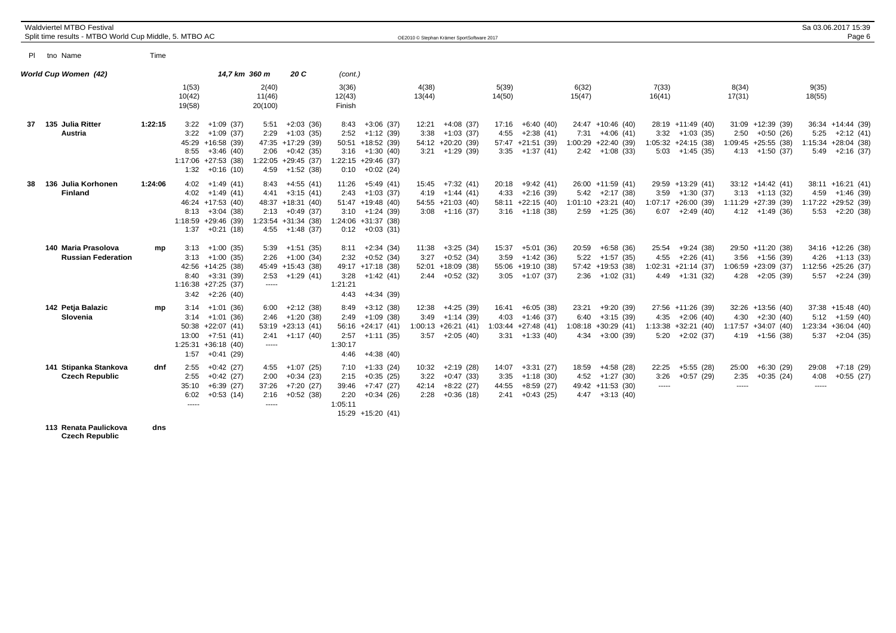Waldviertel MTBO Festival
Split time results - MTBO World Cup Middle, 5. MTBO AC

OE2010 © Stephan Krämer SportSoftware 2017

Sa 03.06.2017 15:39

## World Cup Women (42) — 14,7 km 360 m 20 C (cont.)

| Pl | tno Name | Time | 1(53) / 10(42) / 19(58) | 2(40) / 11(46) / 20(100) | 3(36) / 12(43) / Finish | 4(38) / 13(44) | 5(39) / 14(50) | 6(32) / 15(47) | 7(33) / 16(41) | 8(34) / 17(31) | 9(35) / 18(55) |
|---|---|---|---|---|---|---|---|---|---|---|---|
| 37 | 135 Julia Ritter, Austria | 1:22:15 | 3:22 +1:09 (37)<br>3:22 +1:09 (37)<br>45:29 +16:58 (39)<br>8:55 +3:46 (40)<br>1:17:06 +27:53 (38)<br>1:32 +0:16 (10) | 5:51 +2:03 (36)<br>2:29 +1:03 (35)<br>47:35 +17:29 (39)<br>2:06 +0:42 (35)<br>1:22:05 +29:45 (37)<br>4:59 +1:52 (38) | 8:43 +3:06 (37)<br>2:52 +1:12 (39)<br>50:51 +18:52 (39)<br>3:16 +1:30 (40)<br>1:22:15 +29:46 (37)<br>0:10 +0:02 (24) | 12:21 +4:08 (37)<br>3:38 +1:03 (37)<br>54:12 +20:20 (39)<br>3:21 +1:29 (39) | 17:16 +6:40 (40)<br>4:55 +2:38 (41)<br>57:47 +21:51 (39)<br>3:35 +1:37 (41) | 24:47 +10:46 (40)<br>7:31 +4:06 (41)<br>1:00:29 +22:40 (39)<br>2:42 +1:08 (33) | 28:19 +11:49 (40)<br>3:32 +1:03 (35)<br>1:05:32 +24:15 (38)<br>5:03 +1:45 (35) | 31:09 +12:39 (39)<br>2:50 +0:50 (26)<br>1:09:45 +25:55 (38)<br>4:13 +1:50 (37) | 36:34 +14:44 (39)<br>5:25 +2:12 (41)<br>1:15:34 +28:04 (38)<br>5:49 +2:16 (37) |
| 38 | 136 Julia Korhonen, Finland | 1:24:06 | 4:02 +1:49 (41)<br>4:02 +1:49 (41)<br>46:24 +17:53 (40)<br>8:13 +3:04 (38)<br>1:18:59 +29:46 (39)<br>1:37 +0:21 (18) | 8:43 +4:55 (41)<br>4:41 +3:15 (41)<br>48:37 +18:31 (40)<br>2:13 +0:49 (37)<br>1:23:54 +31:34 (38)<br>4:55 +1:48 (37) | 11:26 +5:49 (41)<br>2:43 +1:03 (37)<br>51:47 +19:48 (40)<br>3:10 +1:24 (39)<br>1:24:06 +31:37 (38)<br>0:12 +0:03 (31) | 15:45 +7:32 (41)<br>4:19 +1:44 (41)<br>54:55 +21:03 (40)<br>3:08 +1:16 (37) | 20:18 +9:42 (41)<br>4:33 +2:16 (39)<br>58:11 +22:15 (40)<br>3:16 +1:18 (38) | 26:00 +11:59 (41)<br>5:42 +2:17 (38)<br>1:01:10 +23:21 (40)<br>2:59 +1:25 (36) | 29:59 +13:29 (41)<br>3:59 +1:30 (37)<br>1:07:17 +26:00 (39)<br>6:07 +2:49 (40) | 33:12 +14:42 (41)<br>3:13 +1:13 (32)<br>1:11:29 +27:39 (39)<br>4:12 +1:49 (36) | 38:11 +16:21 (41)<br>4:59 +1:46 (39)<br>1:17:22 +29:52 (39)<br>5:53 +2:20 (38) |
| | 140 Maria Prasolova, Russian Federation | mp | 3:13 +1:00 (35)<br>3:13 +1:00 (35)<br>42:56 +14:25 (38)<br>8:40 +3:31 (39)<br>1:16:38 +27:25 (37)<br>3:42 +2:26 (40) | 5:39 +1:51 (35)<br>2:26 +1:00 (34)<br>45:49 +15:43 (38)<br>2:53 +1:29 (41)<br>----- | 8:11 +2:34 (34)<br>2:32 +0:52 (34)<br>49:17 +17:18 (38)<br>3:28 +1:42 (41)<br>1:21:21<br>4:43 +4:34 (39) | 11:38 +3:25 (34)<br>3:27 +0:52 (34)<br>52:01 +18:09 (38)<br>2:44 +0:52 (32) | 15:37 +5:01 (36)<br>3:59 +1:42 (36)<br>55:06 +19:10 (38)<br>3:05 +1:07 (37) | 20:59 +6:58 (36)<br>5:22 +1:57 (35)<br>57:42 +19:53 (38)<br>2:36 +1:02 (31) | 25:54 +9:24 (38)<br>4:55 +2:26 (41)<br>1:02:31 +21:14 (37)<br>4:49 +1:31 (32) | 29:50 +11:20 (38)<br>3:56 +1:56 (39)<br>1:06:59 +23:09 (37)<br>4:28 +2:05 (39) | 34:16 +12:26 (38)<br>4:26 +1:13 (33)<br>1:12:56 +25:26 (37)<br>5:57 +2:24 (39) |
| | 142 Petja Balazic, Slovenia | mp | 3:14 +1:01 (36)<br>3:14 +1:01 (36)<br>50:38 +22:07 (41)<br>13:00 +7:51 (41)<br>1:25:31 +36:18 (40)<br>1:57 +0:41 (29) | 6:00 +2:12 (38)<br>2:46 +1:20 (38)<br>53:19 +23:13 (41)<br>2:41 +1:17 (40)<br>----- | 8:49 +3:12 (38)<br>2:49 +1:09 (38)<br>56:16 +24:17 (41)<br>2:57 +1:11 (35)<br>1:30:17<br>4:46 +4:38 (40) | 12:38 +4:25 (39)<br>3:49 +1:14 (39)<br>1:00:13 +26:21 (41)<br>3:57 +2:05 (40) | 16:41 +6:05 (38)<br>4:03 +1:46 (37)<br>1:03:44 +27:48 (41)<br>3:31 +1:33 (40) | 23:21 +9:20 (39)<br>6:40 +3:15 (39)<br>1:08:18 +30:29 (41)<br>4:34 +3:00 (39) | 27:56 +11:26 (39)<br>4:35 +2:06 (40)<br>1:13:38 +32:21 (40)<br>5:20 +2:02 (37) | 32:26 +13:56 (40)<br>4:30 +2:30 (40)<br>1:17:57 +34:07 (40)<br>4:19 +1:56 (38) | 37:38 +15:48 (40)<br>5:12 +1:59 (40)<br>1:23:34 +36:04 (40)<br>5:37 +2:04 (35) |
| | 141 Stipanka Stankova, Czech Republic | dnf | 2:55 +0:42 (27)<br>2:55 +0:42 (27)<br>35:10 +6:39 (27)<br>6:02 +0:53 (14)<br>----- | 4:55 +1:07 (25)<br>2:00 +0:34 (23)<br>37:26 +7:20 (27)<br>2:16 +0:52 (38)<br>----- | 7:10 +1:33 (24)<br>2:15 +0:35 (25)<br>39:46 +7:47 (27)<br>2:20 +0:34 (26)<br>1:05:11<br>15:29 +15:20 (41) | 10:32 +2:19 (28)<br>3:22 +0:47 (33)<br>42:14 +8:22 (27)<br>2:28 +0:36 (18) | 14:07 +3:31 (27)<br>3:35 +1:18 (30)<br>44:55 +8:59 (27)<br>2:41 +0:43 (25) | 18:59 +4:58 (28)<br>4:52 +1:27 (30)<br>49:42 +11:53 (30)<br>4:47 +3:13 (40) | 22:25 +5:55 (28)<br>3:26 +0:57 (29)<br>----- | 25:00 +6:30 (29)<br>2:35 +0:35 (24)<br>----- | 29:08 +7:18 (29)<br>4:08 +0:55 (27)<br>----- |
| | 113 Renata Paulickova, Czech Republic | dns | | | | | | | | | |